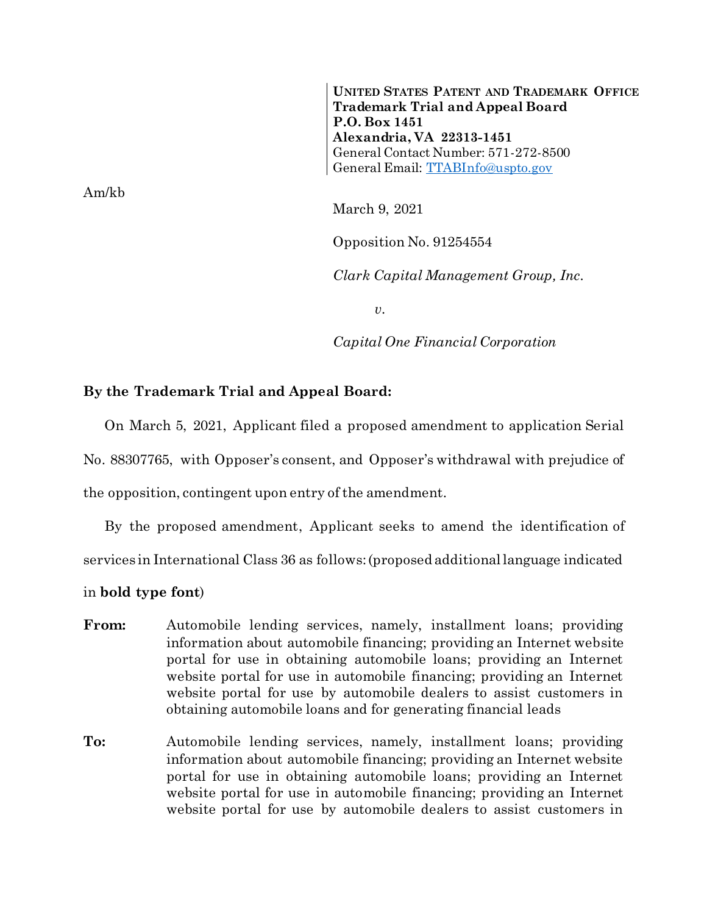**UNITED STATES PATENT AND TRADEMARK OFFICE**
**Trademark Trial and Appeal Board**
**P.O. Box 1451**
**Alexandria, VA 22313-1451**
General Contact Number: 571-272-8500
General Email: TTABInfo@uspto.gov

Am/kb

March 9, 2021

Opposition No. 91254554

*Clark Capital Management Group, Inc.*

*v.*

*Capital One Financial Corporation*

**By the Trademark Trial and Appeal Board:**

On March 5, 2021, Applicant filed a proposed amendment to application Serial No. 88307765, with Opposer's consent, and Opposer's withdrawal with prejudice of the opposition, contingent upon entry of the amendment.

By the proposed amendment, Applicant seeks to amend the identification of services in International Class 36 as follows: (proposed additional language indicated in **bold type font**)

**From:** Automobile lending services, namely, installment loans; providing information about automobile financing; providing an Internet website portal for use in obtaining automobile loans; providing an Internet website portal for use in automobile financing; providing an Internet website portal for use by automobile dealers to assist customers in obtaining automobile loans and for generating financial leads

**To:** Automobile lending services, namely, installment loans; providing information about automobile financing; providing an Internet website portal for use in obtaining automobile loans; providing an Internet website portal for use in automobile financing; providing an Internet website portal for use by automobile dealers to assist customers in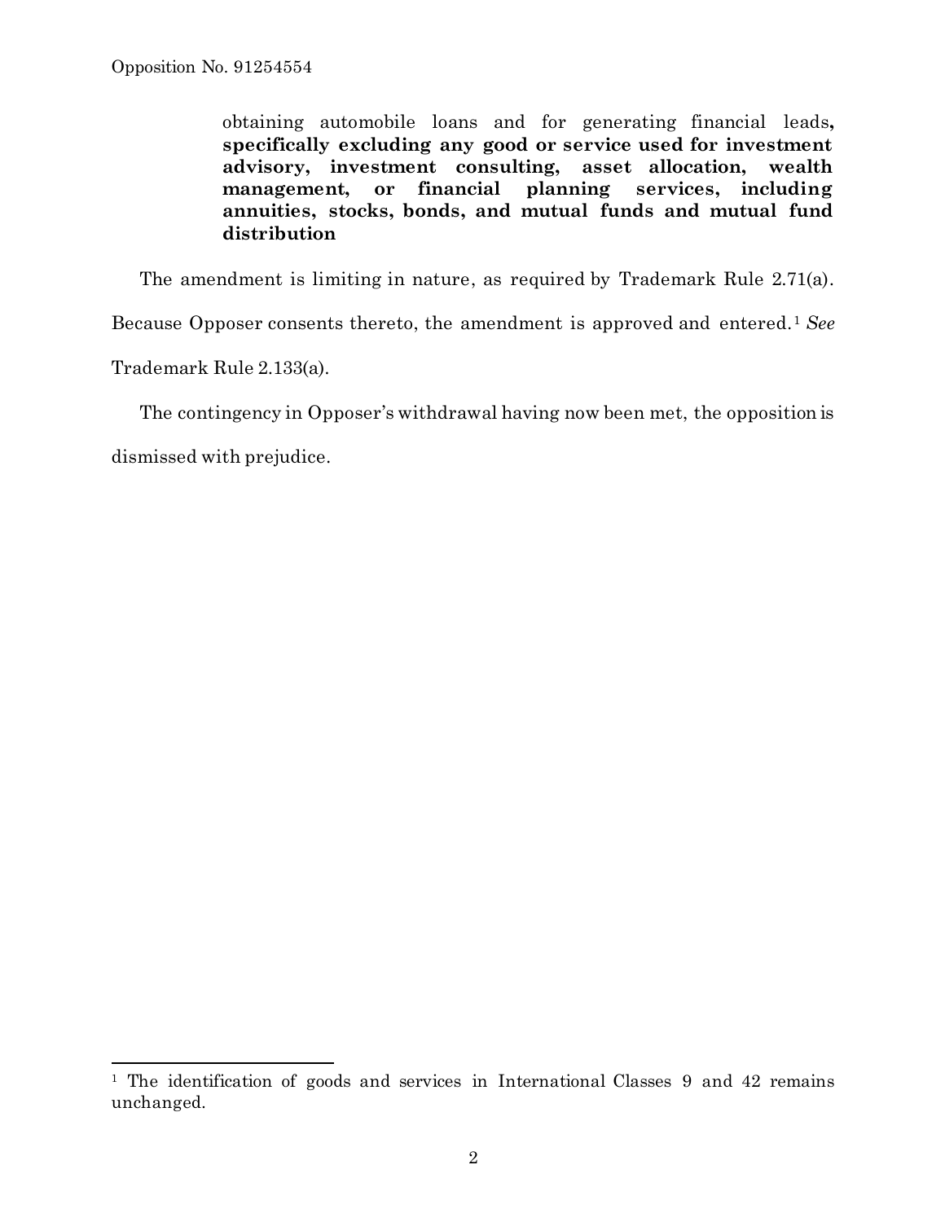obtaining automobile loans and for generating financial leads**, specifically excluding any good or service used for investment advisory, investment consulting, asset allocation, wealth management, or financial planning services, including annuities, stocks, bonds, and mutual funds and mutual fund distribution**

The amendment is limiting in nature, as required by Trademark Rule 2.71(a). Because Opposer consents thereto, the amendment is approved and entered.[1] *See* Trademark Rule 2.133(a).

The contingency in Opposer's withdrawal having now been met, the opposition is dismissed with prejudice.

---

[1] The identification of goods and services in International Classes 9 and 42 remains unchanged.